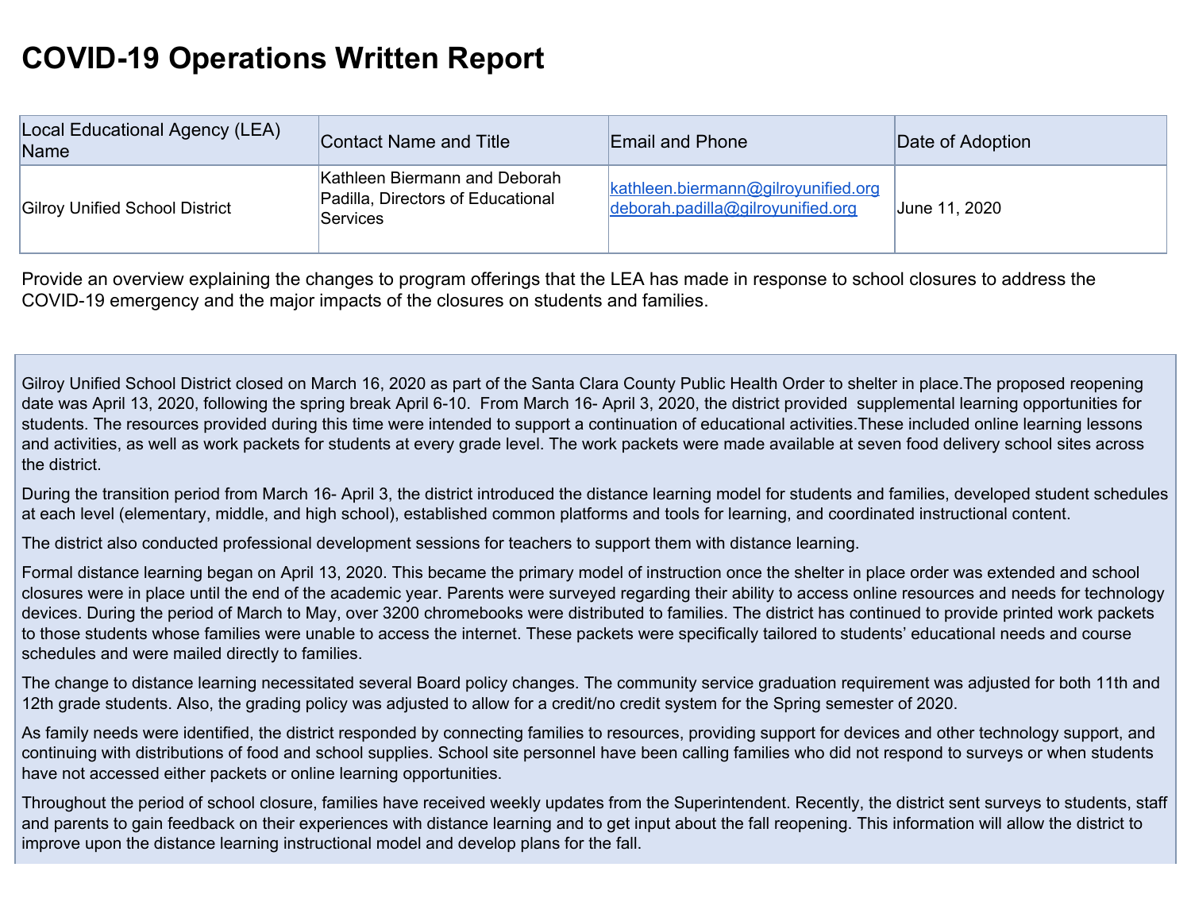# COVID-19 Operations Written Report

| Local Educational Agency (LEA) Name | Contact Name and Title | Email and Phone | Date of Adoption |
|---|---|---|---|
| Gilroy Unified School District | Kathleen Biermann and Deborah Padilla, Directors of Educational Services | kathleen.biermann@gilroyunified.org deborah.padilla@gilroyunified.org | June 11, 2020 |

Provide an overview explaining the changes to program offerings that the LEA has made in response to school closures to address the COVID-19 emergency and the major impacts of the closures on students and families.

Gilroy Unified School District closed on March 16, 2020 as part of the Santa Clara County Public Health Order to shelter in place.The proposed reopening date was April 13, 2020, following the spring break April 6-10. From March 16- April 3, 2020, the district provided supplemental learning opportunities for students. The resources provided during this time were intended to support a continuation of educational activities.These included online learning lessons and activities, as well as work packets for students at every grade level. The work packets were made available at seven food delivery school sites across the district.

During the transition period from March 16- April 3, the district introduced the distance learning model for students and families, developed student schedules at each level (elementary, middle, and high school), established common platforms and tools for learning, and coordinated instructional content.

The district also conducted professional development sessions for teachers to support them with distance learning.

Formal distance learning began on April 13, 2020. This became the primary model of instruction once the shelter in place order was extended and school closures were in place until the end of the academic year. Parents were surveyed regarding their ability to access online resources and needs for technology devices. During the period of March to May, over 3200 chromebooks were distributed to families. The district has continued to provide printed work packets to those students whose families were unable to access the internet. These packets were specifically tailored to students' educational needs and course schedules and were mailed directly to families.

The change to distance learning necessitated several Board policy changes. The community service graduation requirement was adjusted for both 11th and 12th grade students. Also, the grading policy was adjusted to allow for a credit/no credit system for the Spring semester of 2020.

As family needs were identified, the district responded by connecting families to resources, providing support for devices and other technology support, and continuing with distributions of food and school supplies. School site personnel have been calling families who did not respond to surveys or when students have not accessed either packets or online learning opportunities.

Throughout the period of school closure, families have received weekly updates from the Superintendent. Recently, the district sent surveys to students, staff and parents to gain feedback on their experiences with distance learning and to get input about the fall reopening. This information will allow the district to improve upon the distance learning instructional model and develop plans for the fall.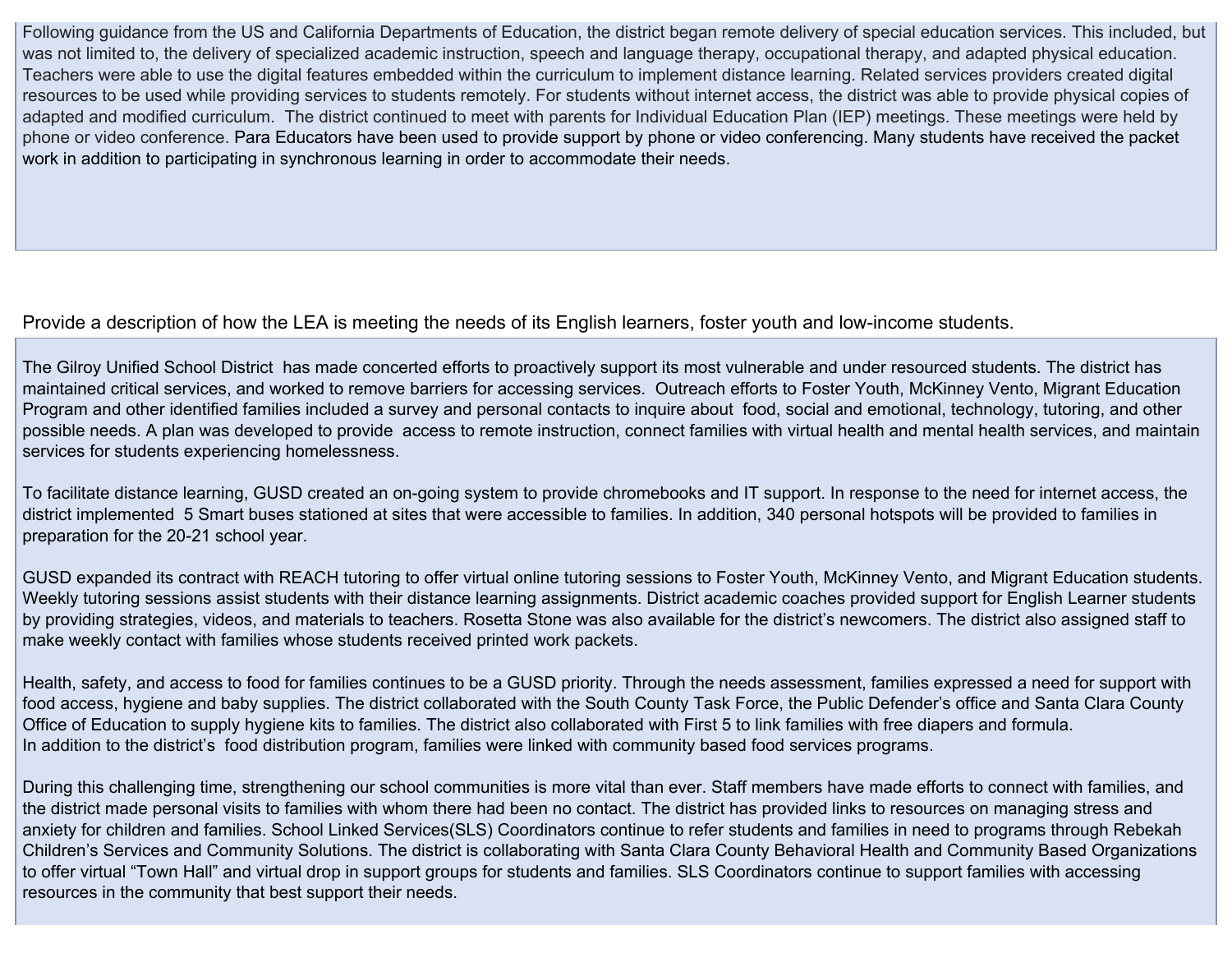Following guidance from the US and California Departments of Education, the district began remote delivery of special education services. This included, but was not limited to, the delivery of specialized academic instruction, speech and language therapy, occupational therapy, and adapted physical education. Teachers were able to use the digital features embedded within the curriculum to implement distance learning. Related services providers created digital resources to be used while providing services to students remotely. For students without internet access, the district was able to provide physical copies of adapted and modified curriculum. The district continued to meet with parents for Individual Education Plan (IEP) meetings. These meetings were held by phone or video conference. Para Educators have been used to provide support by phone or video conferencing. Many students have received the packet work in addition to participating in synchronous learning in order to accommodate their needs.

Provide a description of how the LEA is meeting the needs of its English learners, foster youth and low-income students.

The Gilroy Unified School District has made concerted efforts to proactively support its most vulnerable and under resourced students. The district has maintained critical services, and worked to remove barriers for accessing services. Outreach efforts to Foster Youth, McKinney Vento, Migrant Education Program and other identified families included a survey and personal contacts to inquire about food, social and emotional, technology, tutoring, and other possible needs. A plan was developed to provide access to remote instruction, connect families with virtual health and mental health services, and maintain services for students experiencing homelessness.

To facilitate distance learning, GUSD created an on-going system to provide chromebooks and IT support. In response to the need for internet access, the district implemented 5 Smart buses stationed at sites that were accessible to families. In addition, 340 personal hotspots will be provided to families in preparation for the 20-21 school year.

GUSD expanded its contract with REACH tutoring to offer virtual online tutoring sessions to Foster Youth, McKinney Vento, and Migrant Education students. Weekly tutoring sessions assist students with their distance learning assignments. District academic coaches provided support for English Learner students by providing strategies, videos, and materials to teachers. Rosetta Stone was also available for the district's newcomers. The district also assigned staff to make weekly contact with families whose students received printed work packets.

Health, safety, and access to food for families continues to be a GUSD priority. Through the needs assessment, families expressed a need for support with food access, hygiene and baby supplies. The district collaborated with the South County Task Force, the Public Defender's office and Santa Clara County Office of Education to supply hygiene kits to families. The district also collaborated with First 5 to link families with free diapers and formula.
In addition to the district's food distribution program, families were linked with community based food services programs.

During this challenging time, strengthening our school communities is more vital than ever. Staff members have made efforts to connect with families, and the district made personal visits to families with whom there had been no contact. The district has provided links to resources on managing stress and anxiety for children and families. School Linked Services(SLS) Coordinators continue to refer students and families in need to programs through Rebekah Children's Services and Community Solutions. The district is collaborating with Santa Clara County Behavioral Health and Community Based Organizations to offer virtual "Town Hall" and virtual drop in support groups for students and families. SLS Coordinators continue to support families with accessing resources in the community that best support their needs.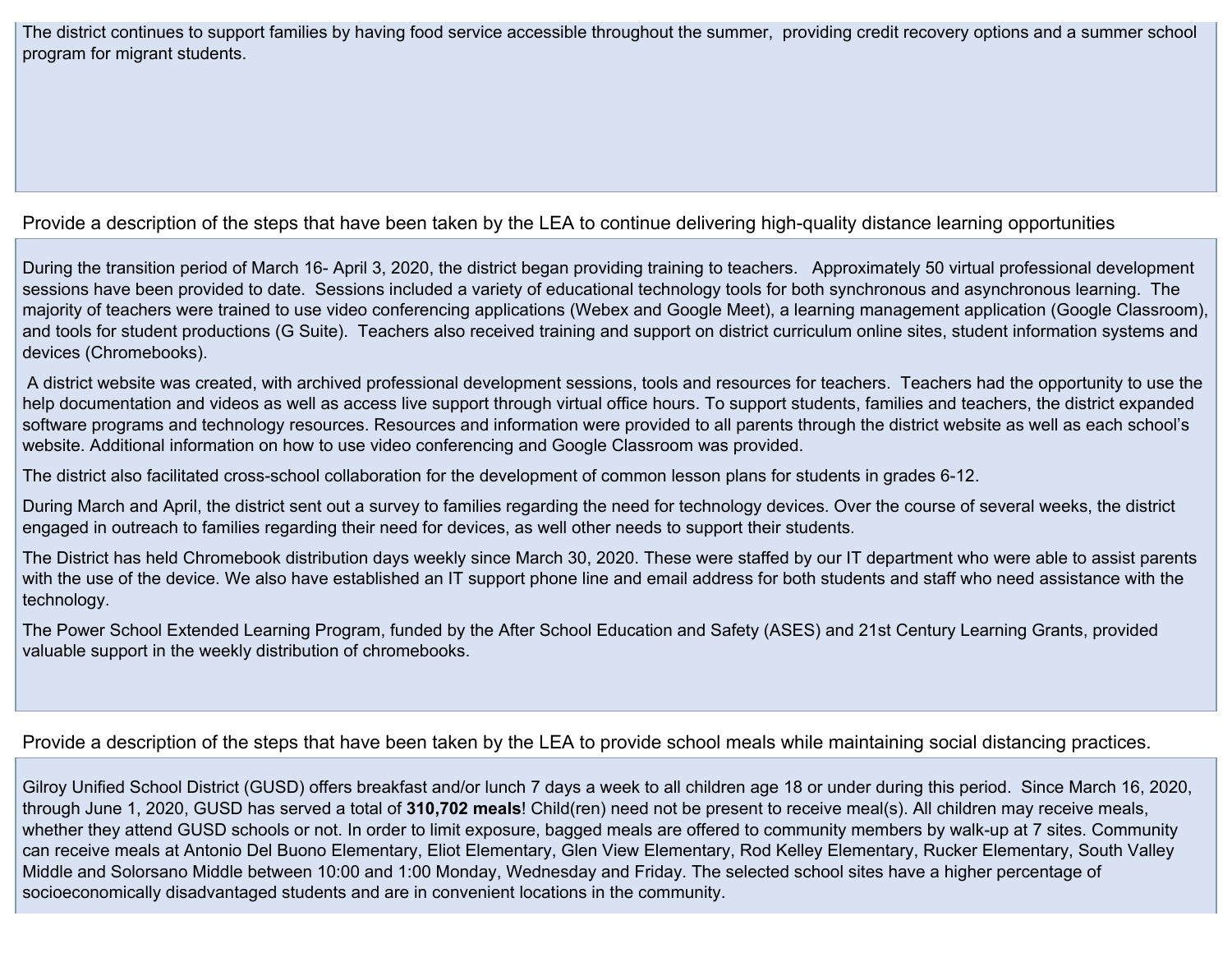The district continues to support families by having food service accessible throughout the summer, providing credit recovery options and a summer school program for migrant students.

Provide a description of the steps that have been taken by the LEA to continue delivering high-quality distance learning opportunities

During the transition period of March 16- April 3, 2020, the district began providing training to teachers. Approximately 50 virtual professional development sessions have been provided to date. Sessions included a variety of educational technology tools for both synchronous and asynchronous learning. The majority of teachers were trained to use video conferencing applications (Webex and Google Meet), a learning management application (Google Classroom), and tools for student productions (G Suite). Teachers also received training and support on district curriculum online sites, student information systems and devices (Chromebooks).

A district website was created, with archived professional development sessions, tools and resources for teachers. Teachers had the opportunity to use the help documentation and videos as well as access live support through virtual office hours. To support students, families and teachers, the district expanded software programs and technology resources. Resources and information were provided to all parents through the district website as well as each school's website. Additional information on how to use video conferencing and Google Classroom was provided.

The district also facilitated cross-school collaboration for the development of common lesson plans for students in grades 6-12.

During March and April, the district sent out a survey to families regarding the need for technology devices. Over the course of several weeks, the district engaged in outreach to families regarding their need for devices, as well other needs to support their students.

The District has held Chromebook distribution days weekly since March 30, 2020. These were staffed by our IT department who were able to assist parents with the use of the device. We also have established an IT support phone line and email address for both students and staff who need assistance with the technology.

The Power School Extended Learning Program, funded by the After School Education and Safety (ASES) and 21st Century Learning Grants, provided valuable support in the weekly distribution of chromebooks.

Provide a description of the steps that have been taken by the LEA to provide school meals while maintaining social distancing practices.

Gilroy Unified School District (GUSD) offers breakfast and/or lunch 7 days a week to all children age 18 or under during this period. Since March 16, 2020, through June 1, 2020, GUSD has served a total of **310,702 meals**! Child(ren) need not be present to receive meal(s). All children may receive meals, whether they attend GUSD schools or not. In order to limit exposure, bagged meals are offered to community members by walk-up at 7 sites. Community can receive meals at Antonio Del Buono Elementary, Eliot Elementary, Glen View Elementary, Rod Kelley Elementary, Rucker Elementary, South Valley Middle and Solorsano Middle between 10:00 and 1:00 Monday, Wednesday and Friday. The selected school sites have a higher percentage of socioeconomically disadvantaged students and are in convenient locations in the community.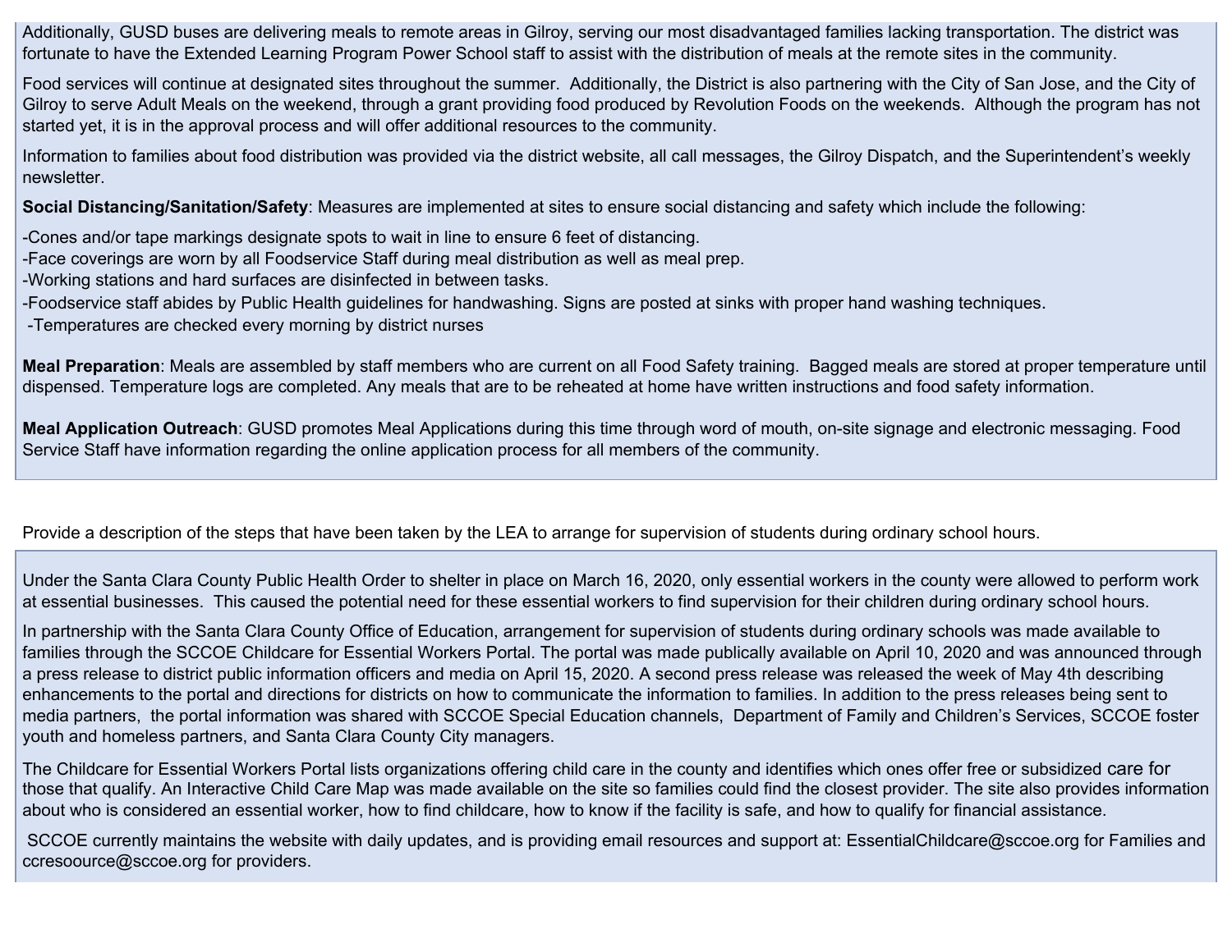Additionally, GUSD buses are delivering meals to remote areas in Gilroy, serving our most disadvantaged families lacking transportation. The district was fortunate to have the Extended Learning Program Power School staff to assist with the distribution of meals at the remote sites in the community.

Food services will continue at designated sites throughout the summer. Additionally, the District is also partnering with the City of San Jose, and the City of Gilroy to serve Adult Meals on the weekend, through a grant providing food produced by Revolution Foods on the weekends. Although the program has not started yet, it is in the approval process and will offer additional resources to the community.

Information to families about food distribution was provided via the district website, all call messages, the Gilroy Dispatch, and the Superintendent's weekly newsletter.

**Social Distancing/Sanitation/Safety**: Measures are implemented at sites to ensure social distancing and safety which include the following:

-Cones and/or tape markings designate spots to wait in line to ensure 6 feet of distancing.
-Face coverings are worn by all Foodservice Staff during meal distribution as well as meal prep.
-Working stations and hard surfaces are disinfected in between tasks.
-Foodservice staff abides by Public Health guidelines for handwashing. Signs are posted at sinks with proper hand washing techniques.
-Temperatures are checked every morning by district nurses

**Meal Preparation**: Meals are assembled by staff members who are current on all Food Safety training. Bagged meals are stored at proper temperature until dispensed. Temperature logs are completed. Any meals that are to be reheated at home have written instructions and food safety information.

**Meal Application Outreach**: GUSD promotes Meal Applications during this time through word of mouth, on-site signage and electronic messaging. Food Service Staff have information regarding the online application process for all members of the community.

Provide a description of the steps that have been taken by the LEA to arrange for supervision of students during ordinary school hours.

Under the Santa Clara County Public Health Order to shelter in place on March 16, 2020, only essential workers in the county were allowed to perform work at essential businesses. This caused the potential need for these essential workers to find supervision for their children during ordinary school hours.

In partnership with the Santa Clara County Office of Education, arrangement for supervision of students during ordinary schools was made available to families through the SCCOE Childcare for Essential Workers Portal. The portal was made publically available on April 10, 2020 and was announced through a press release to district public information officers and media on April 15, 2020. A second press release was released the week of May 4th describing enhancements to the portal and directions for districts on how to communicate the information to families. In addition to the press releases being sent to media partners, the portal information was shared with SCCOE Special Education channels, Department of Family and Children's Services, SCCOE foster youth and homeless partners, and Santa Clara County City managers.

The Childcare for Essential Workers Portal lists organizations offering child care in the county and identifies which ones offer free or subsidized care for those that qualify. An Interactive Child Care Map was made available on the site so families could find the closest provider. The site also provides information about who is considered an essential worker, how to find childcare, how to know if the facility is safe, and how to qualify for financial assistance.

SCCOE currently maintains the website with daily updates, and is providing email resources and support at: EssentialChildcare@sccoe.org for Families and ccresoource@sccoe.org for providers.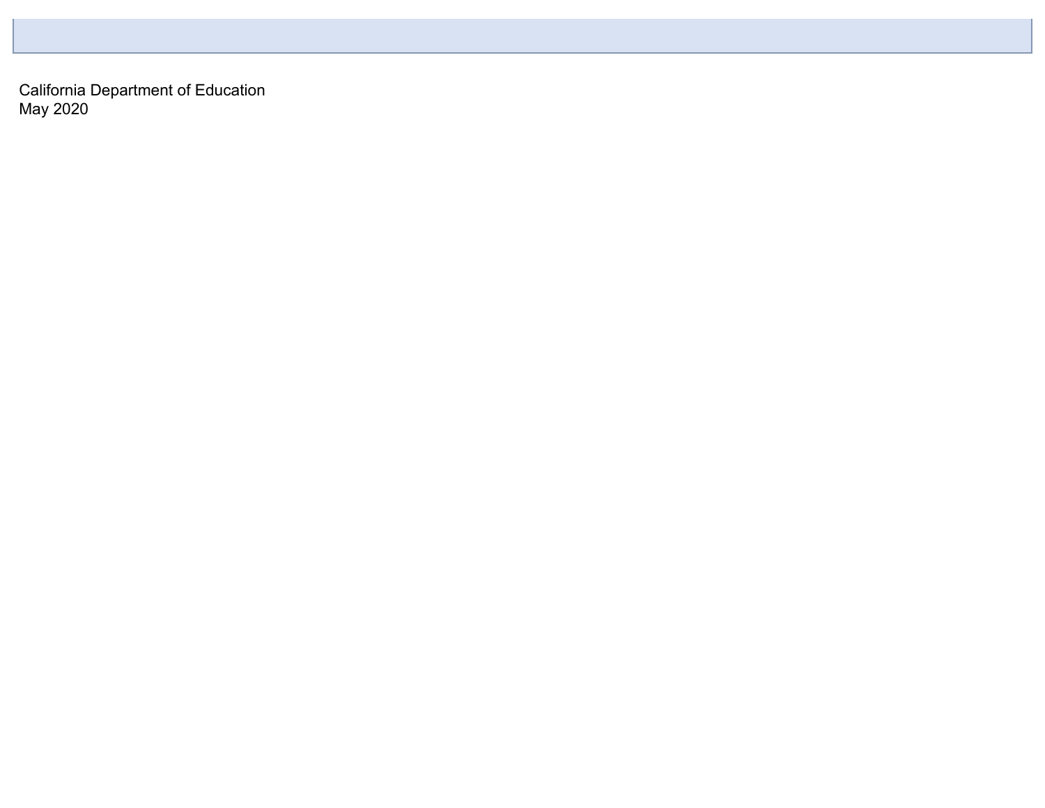California Department of Education
May 2020